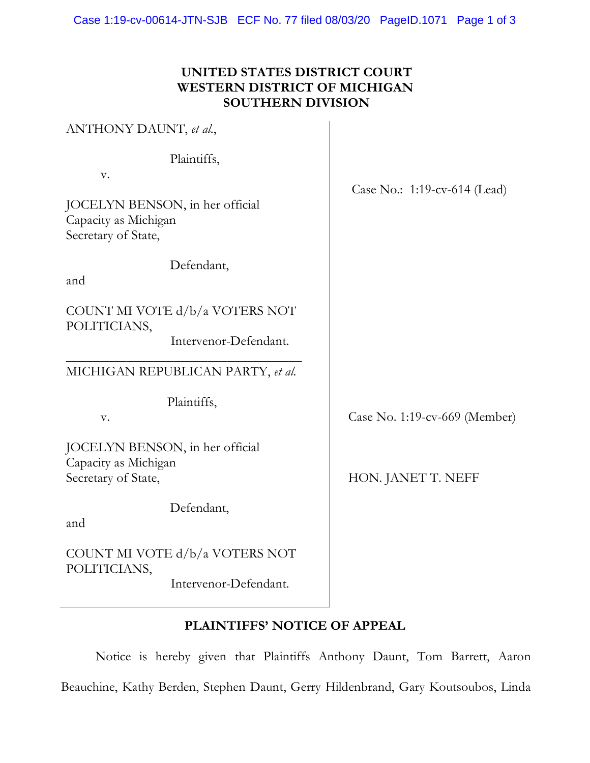**UNITED STATES DISTRICT COURT**
**WESTERN DISTRICT OF MICHIGAN**
**SOUTHERN DIVISION**

ANTHONY DAUNT, *et al.*,

Plaintiffs,

v.

JOCELYN BENSON, in her official Capacity as Michigan Secretary of State,

Defendant,

and

COUNT MI VOTE d/b/a VOTERS NOT POLITICIANS,

Intervenor-Defendant.

Case No.: 1:19-cv-614 (Lead)

---

MICHIGAN REPUBLICAN PARTY, *et al.*

Plaintiffs,

v.

JOCELYN BENSON, in her official Capacity as Michigan Secretary of State,

Defendant,

and

COUNT MI VOTE d/b/a VOTERS NOT POLITICIANS,

Intervenor-Defendant.

Case No. 1:19-cv-669 (Member)

HON. JANET T. NEFF

**PLAINTIFFS' NOTICE OF APPEAL**

Notice is hereby given that Plaintiffs Anthony Daunt, Tom Barrett, Aaron Beauchine, Kathy Berden, Stephen Daunt, Gerry Hildenbrand, Gary Koutsoubos, Linda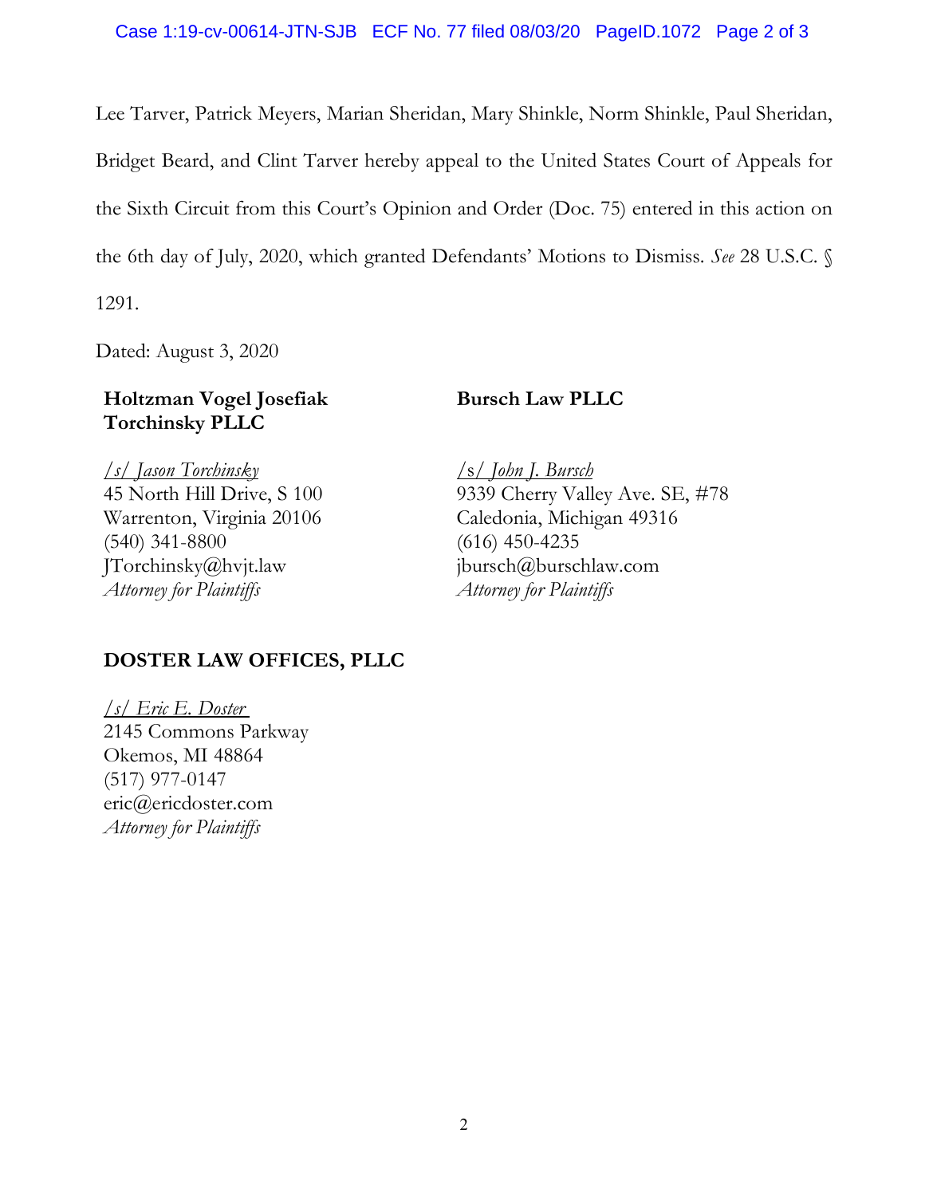Lee Tarver, Patrick Meyers, Marian Sheridan, Mary Shinkle, Norm Shinkle, Paul Sheridan, Bridget Beard, and Clint Tarver hereby appeal to the United States Court of Appeals for the Sixth Circuit from this Court's Opinion and Order (Doc. 75) entered in this action on the 6th day of July, 2020, which granted Defendants' Motions to Dismiss. *See* 28 U.S.C. § 1291.

Dated: August 3, 2020

**Holtzman Vogel Josefiak Torchinsky PLLC**

*/s/ Jason Torchinsky*
45 North Hill Drive, S 100
Warrenton, Virginia 20106
(540) 341-8800
JTorchinsky@hvjt.law
*Attorney for Plaintiffs*

**Bursch Law PLLC**

*/s/ John J. Bursch*
9339 Cherry Valley Ave. SE, #78
Caledonia, Michigan 49316
(616) 450-4235
jbursch@burschlaw.com
*Attorney for Plaintiffs*

**DOSTER LAW OFFICES, PLLC**

*/s/ Eric E. Doster*
2145 Commons Parkway
Okemos, MI 48864
(517) 977-0147
eric@ericdoster.com
*Attorney for Plaintiffs*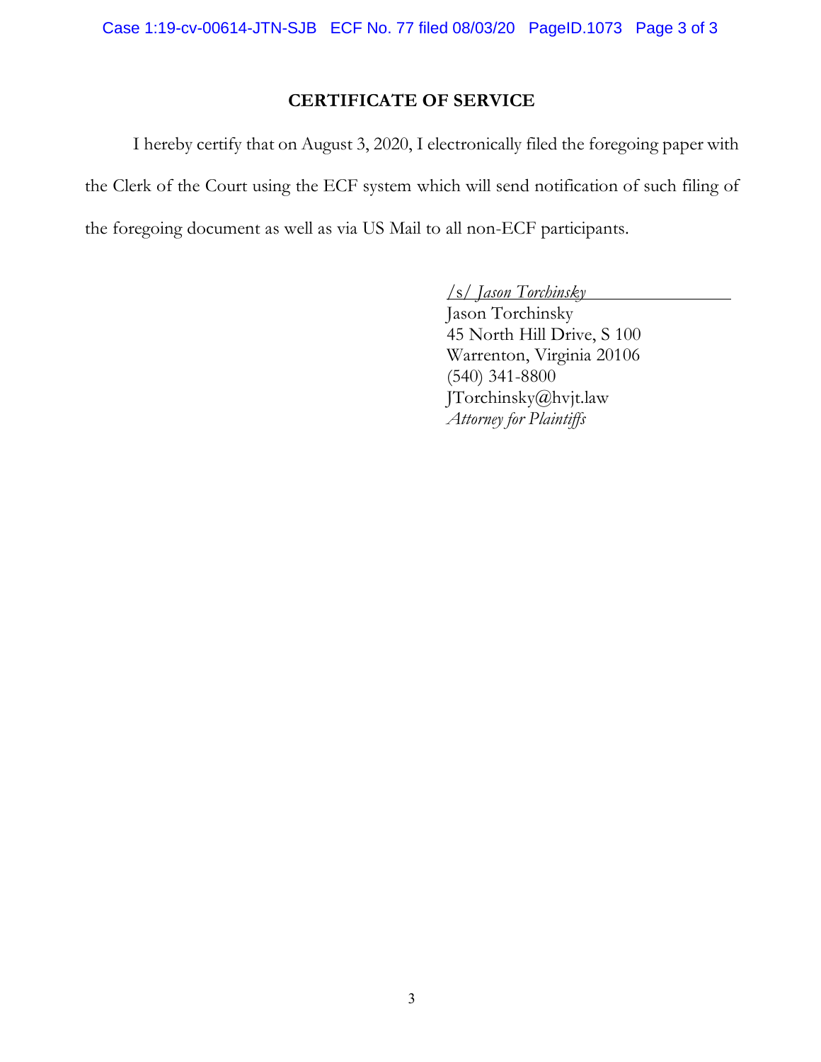## CERTIFICATE OF SERVICE

I hereby certify that on August 3, 2020, I electronically filed the foregoing paper with the Clerk of the Court using the ECF system which will send notification of such filing of the foregoing document as well as via US Mail to all non-ECF participants.

/s/ *Jason Torchinsky*
Jason Torchinsky
45 North Hill Drive, S 100
Warrenton, Virginia 20106
(540) 341-8800
JTorchinsky@hvjt.law
*Attorney for Plaintiffs*